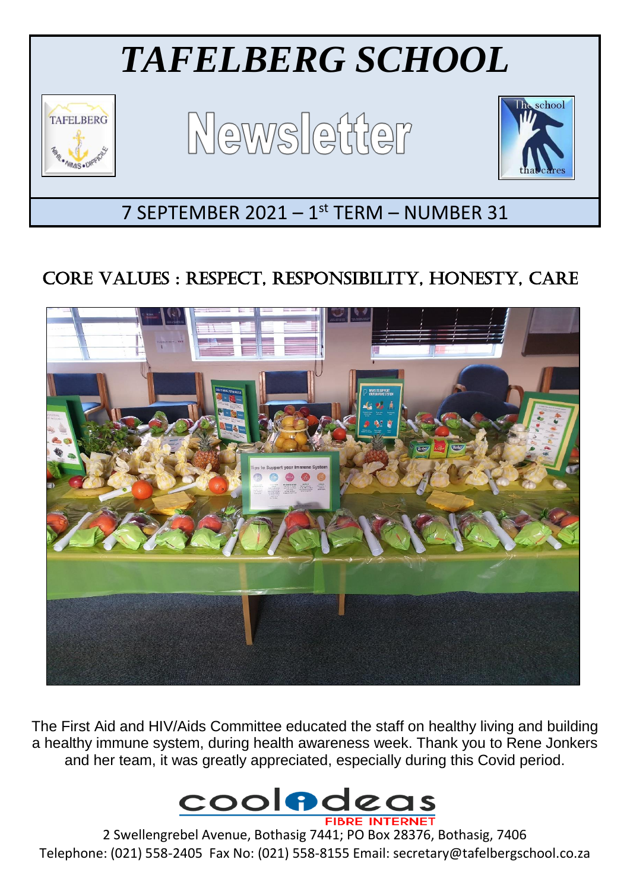# *TAFELBERG SCHOOL*

# Newsletter

7 SEPTEMBER 2021 – 1st TERM – NUMBER 31

## CORE VALUES : RESPECT, RESPONSIBILITY, HONESTY, CARE

The First Aid and HIV/Aids Committee educated the staff on healthy living and building a healthy immune system, during health awareness week. Thank you to Rene Jonkers and her team, it was greatly appreciated, especially during this Covid period.

coolideas FIBRE INTERNET

2 Swellengrebel Avenue, Bothasig 7441; PO Box 28376, Bothasig, 7406
Telephone: (021) 558-2405 Fax No: (021) 558-8155 Email: secretary@tafelbergschool.co.za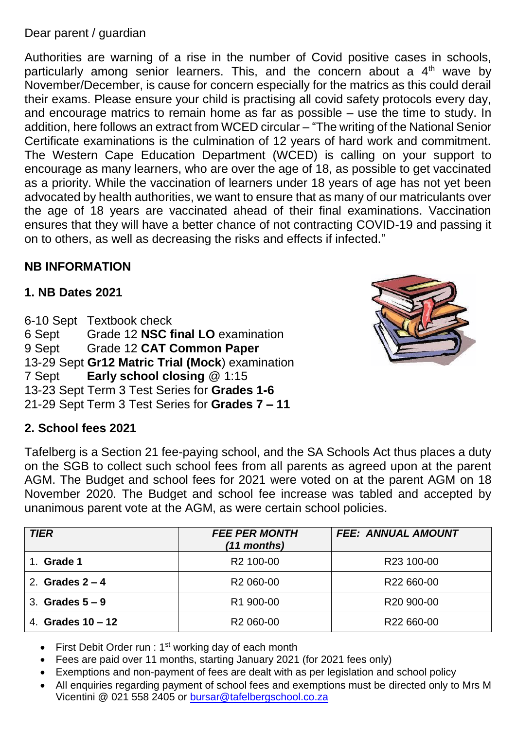Dear parent / guardian

Authorities are warning of a rise in the number of Covid positive cases in schools, particularly among senior learners. This, and the concern about a 4th wave by November/December, is cause for concern especially for the matrics as this could derail their exams. Please ensure your child is practising all covid safety protocols every day, and encourage matrics to remain home as far as possible – use the time to study. In addition, here follows an extract from WCED circular – "The writing of the National Senior Certificate examinations is the culmination of 12 years of hard work and commitment. The Western Cape Education Department (WCED) is calling on your support to encourage as many learners, who are over the age of 18, as possible to get vaccinated as a priority. While the vaccination of learners under 18 years of age has not yet been advocated by health authorities, we want to ensure that as many of our matriculants over the age of 18 years are vaccinated ahead of their final examinations. Vaccination ensures that they will have a better chance of not contracting COVID-19 and passing it on to others, as well as decreasing the risks and effects if infected."

## NB INFORMATION

### 1. NB Dates 2021

6-10 Sept Textbook check
6 Sept Grade 12 **NSC final LO** examination
9 Sept Grade 12 **CAT Common Paper**
13-29 Sept **Gr12 Matric Trial (Mock**) examination
7 Sept **Early school closing** @ 1:15
13-23 Sept Term 3 Test Series for **Grades 1-6**
21-29 Sept Term 3 Test Series for **Grades 7 – 11**

### 2. School fees 2021

Tafelberg is a Section 21 fee-paying school, and the SA Schools Act thus places a duty on the SGB to collect such school fees from all parents as agreed upon at the parent AGM. The Budget and school fees for 2021 were voted on at the parent AGM on 18 November 2020. The Budget and school fee increase was tabled and accepted by unanimous parent vote at the AGM, as were certain school policies.

| *TIER* | *FEE PER MONTH (11 months)* | *FEE: ANNUAL AMOUNT* |
|---|---|---|
| 1. **Grade 1** | R2 100-00 | R23 100-00 |
| 2. **Grades 2 – 4** | R2 060-00 | R22 660-00 |
| 3. **Grades 5 – 9** | R1 900-00 | R20 900-00 |
| 4. **Grades 10 – 12** | R2 060-00 | R22 660-00 |

- First Debit Order run : 1st working day of each month
- Fees are paid over 11 months, starting January 2021 (for 2021 fees only)
- Exemptions and non-payment of fees are dealt with as per legislation and school policy
- All enquiries regarding payment of school fees and exemptions must be directed only to Mrs M Vicentini @ 021 558 2405 or bursar@tafelbergschool.co.za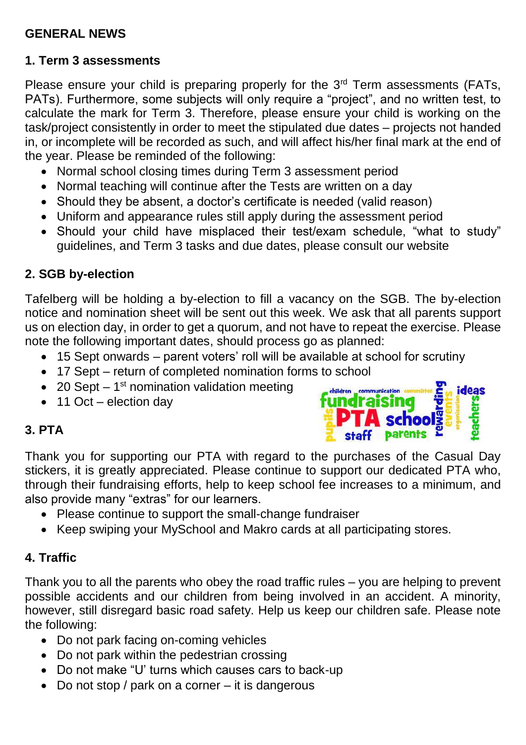## GENERAL NEWS

### 1. Term 3 assessments

Please ensure your child is preparing properly for the 3rd Term assessments (FATs, PATs). Furthermore, some subjects will only require a "project", and no written test, to calculate the mark for Term 3. Therefore, please ensure your child is working on the task/project consistently in order to meet the stipulated due dates – projects not handed in, or incomplete will be recorded as such, and will affect his/her final mark at the end of the year. Please be reminded of the following:

- Normal school closing times during Term 3 assessment period
- Normal teaching will continue after the Tests are written on a day
- Should they be absent, a doctor's certificate is needed (valid reason)
- Uniform and appearance rules still apply during the assessment period
- Should your child have misplaced their test/exam schedule, "what to study" guidelines, and Term 3 tasks and due dates, please consult our website

### 2. SGB by-election

Tafelberg will be holding a by-election to fill a vacancy on the SGB. The by-election notice and nomination sheet will be sent out this week. We ask that all parents support us on election day, in order to get a quorum, and not have to repeat the exercise. Please note the following important dates, should process go as planned:

- 15 Sept onwards – parent voters' roll will be available at school for scrutiny
- 17 Sept – return of completed nomination forms to school
- 20 Sept – 1st nomination validation meeting
- 11 Oct – election day

### 3. PTA

Thank you for supporting our PTA with regard to the purchases of the Casual Day stickers, it is greatly appreciated. Please continue to support our dedicated PTA who, through their fundraising efforts, help to keep school fee increases to a minimum, and also provide many "extras" for our learners.

- Please continue to support the small-change fundraiser
- Keep swiping your MySchool and Makro cards at all participating stores.

### 4. Traffic

Thank you to all the parents who obey the road traffic rules – you are helping to prevent possible accidents and our children from being involved in an accident. A minority, however, still disregard basic road safety. Help us keep our children safe. Please note the following:

- Do not park facing on-coming vehicles
- Do not park within the pedestrian crossing
- Do not make "U' turns which causes cars to back-up
- Do not stop / park on a corner – it is dangerous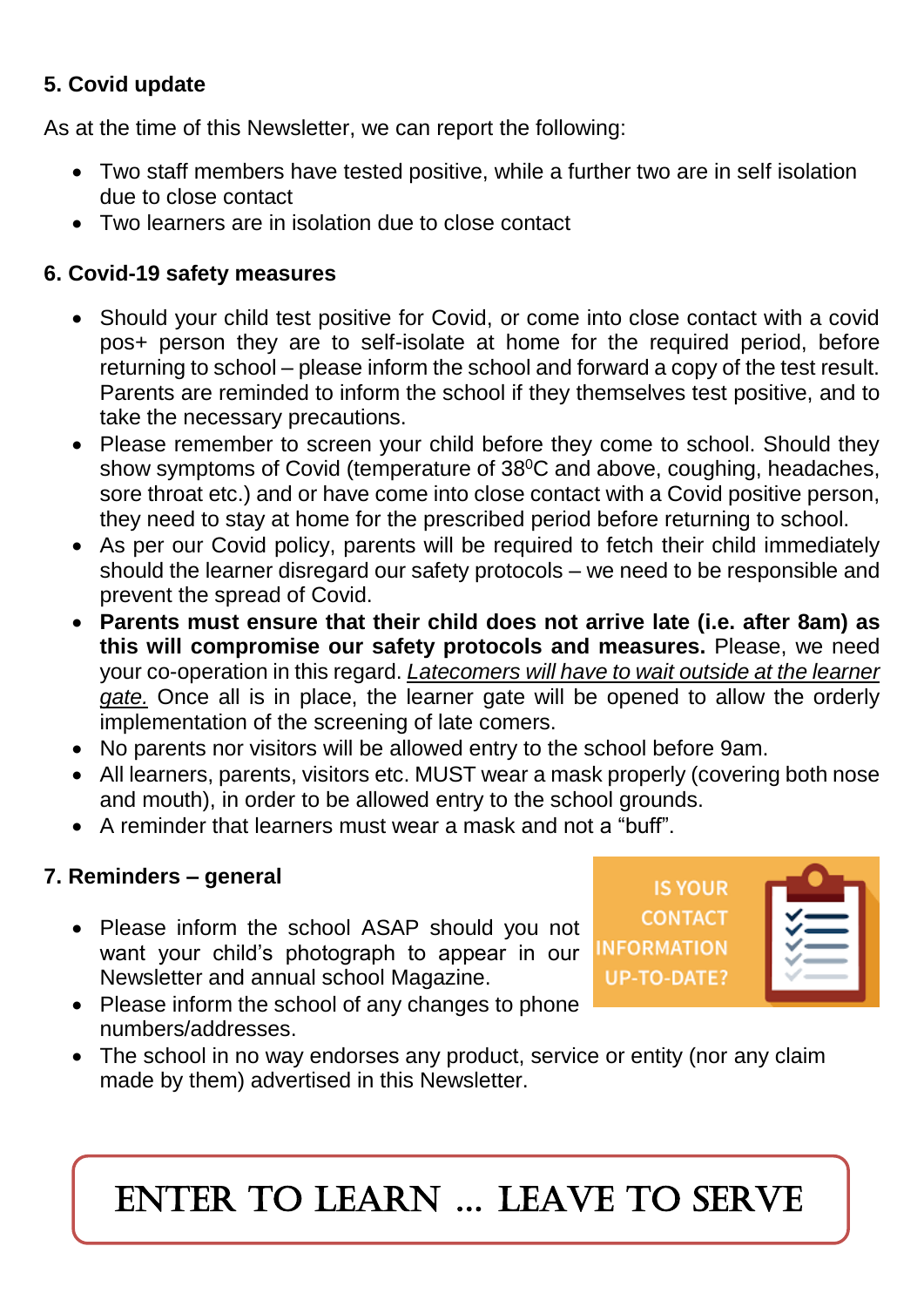## 5. Covid update

As at the time of this Newsletter, we can report the following:

- Two staff members have tested positive, while a further two are in self isolation due to close contact
- Two learners are in isolation due to close contact

## 6. Covid-19 safety measures

- Should your child test positive for Covid, or come into close contact with a covid pos+ person they are to self-isolate at home for the required period, before returning to school – please inform the school and forward a copy of the test result. Parents are reminded to inform the school if they themselves test positive, and to take the necessary precautions.
- Please remember to screen your child before they come to school. Should they show symptoms of Covid (temperature of 38$^0$C and above, coughing, headaches, sore throat etc.) and or have come into close contact with a Covid positive person, they need to stay at home for the prescribed period before returning to school.
- As per our Covid policy, parents will be required to fetch their child immediately should the learner disregard our safety protocols – we need to be responsible and prevent the spread of Covid.
- **Parents must ensure that their child does not arrive late (i.e. after 8am) as this will compromise our safety protocols and measures.** Please, we need your co-operation in this regard. *Latecomers will have to wait outside at the learner gate.* Once all is in place, the learner gate will be opened to allow the orderly implementation of the screening of late comers.
- No parents nor visitors will be allowed entry to the school before 9am.
- All learners, parents, visitors etc. MUST wear a mask properly (covering both nose and mouth), in order to be allowed entry to the school grounds.
- A reminder that learners must wear a mask and not a "buff".

## 7. Reminders – general

IS YOUR CONTACT INFORMATION UP-TO-DATE?

- Please inform the school ASAP should you not want your child's photograph to appear in our Newsletter and annual school Magazine.
- Please inform the school of any changes to phone numbers/addresses.
- The school in no way endorses any product, service or entity (nor any claim made by them) advertised in this Newsletter.

ENTER TO LEARN … LEAVE TO SERVE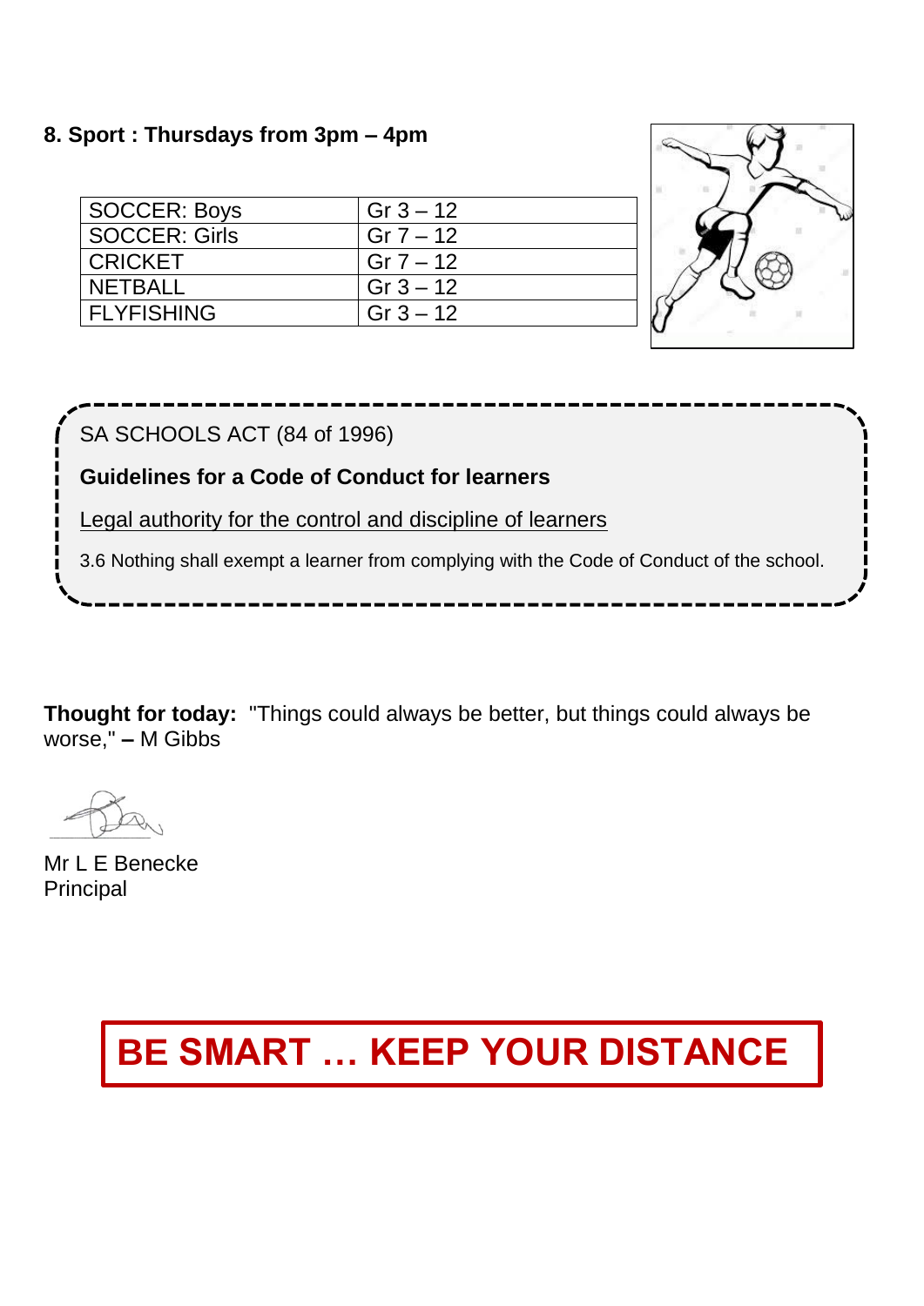**8. Sport : Thursdays from 3pm – 4pm**

| | |
|---|---|
| SOCCER: Boys | Gr 3 – 12 |
| SOCCER: Girls | Gr 7 – 12 |
| CRICKET | Gr 7 – 12 |
| NETBALL | Gr 3 – 12 |
| FLYFISHING | Gr 3 – 12 |

SA SCHOOLS ACT (84 of 1996)

**Guidelines for a Code of Conduct for learners**

<u>Legal authority for the control and discipline of learners</u>

3.6 Nothing shall exempt a learner from complying with the Code of Conduct of the school.

**Thought for today:** "Things could always be better, but things could always be worse," **–** M Gibbs

Mr L E Benecke
Principal

**BE SMART … KEEP YOUR DISTANCE**